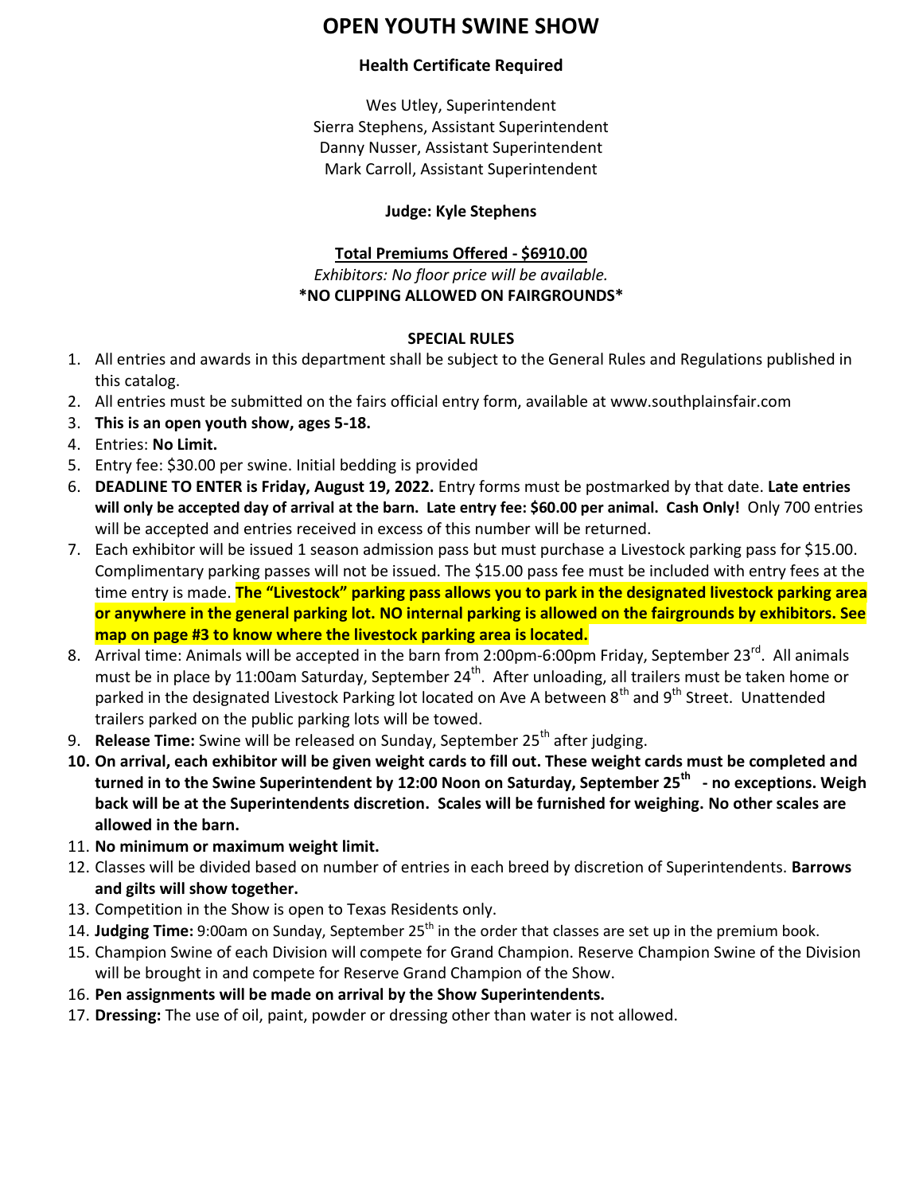# OPEN YOUTH SWINE SHOW

**Health Certificate Required**

Wes Utley, Superintendent
Sierra Stephens, Assistant Superintendent
Danny Nusser, Assistant Superintendent
Mark Carroll, Assistant Superintendent

**Judge: Kyle Stephens**

**Total Premiums Offered - $6910.00**

*Exhibitors: No floor price will be available.*

**\*NO CLIPPING ALLOWED ON FAIRGROUNDS\***

**SPECIAL RULES**

1. All entries and awards in this department shall be subject to the General Rules and Regulations published in this catalog.
2. All entries must be submitted on the fairs official entry form, available at www.southplainsfair.com
3. **This is an open youth show, ages 5-18.**
4. Entries: **No Limit.**
5. Entry fee: $30.00 per swine. Initial bedding is provided
6. **DEADLINE TO ENTER is Friday, August 19, 2022.** Entry forms must be postmarked by that date. **Late entries will only be accepted day of arrival at the barn. Late entry fee: $60.00 per animal. Cash Only!** Only 700 entries will be accepted and entries received in excess of this number will be returned.
7. Each exhibitor will be issued 1 season admission pass but must purchase a Livestock parking pass for $15.00. Complimentary parking passes will not be issued. The $15.00 pass fee must be included with entry fees at the time entry is made. **The "Livestock" parking pass allows you to park in the designated livestock parking area or anywhere in the general parking lot. NO internal parking is allowed on the fairgrounds by exhibitors. See map on page #3 to know where the livestock parking area is located.**
8. Arrival time: Animals will be accepted in the barn from 2:00pm-6:00pm Friday, September 23rd. All animals must be in place by 11:00am Saturday, September 24th. After unloading, all trailers must be taken home or parked in the designated Livestock Parking lot located on Ave A between 8th and 9th Street. Unattended trailers parked on the public parking lots will be towed.
9. **Release Time:** Swine will be released on Sunday, September 25th after judging.
10. **On arrival, each exhibitor will be given weight cards to fill out. These weight cards must be completed and turned in to the Swine Superintendent by 12:00 Noon on Saturday, September 25th - no exceptions. Weigh back will be at the Superintendents discretion. Scales will be furnished for weighing. No other scales are allowed in the barn.**
11. **No minimum or maximum weight limit.**
12. Classes will be divided based on number of entries in each breed by discretion of Superintendents. **Barrows and gilts will show together.**
13. Competition in the Show is open to Texas Residents only.
14. **Judging Time:** 9:00am on Sunday, September 25th in the order that classes are set up in the premium book.
15. Champion Swine of each Division will compete for Grand Champion. Reserve Champion Swine of the Division will be brought in and compete for Reserve Grand Champion of the Show.
16. **Pen assignments will be made on arrival by the Show Superintendents.**
17. **Dressing:** The use of oil, paint, powder or dressing other than water is not allowed.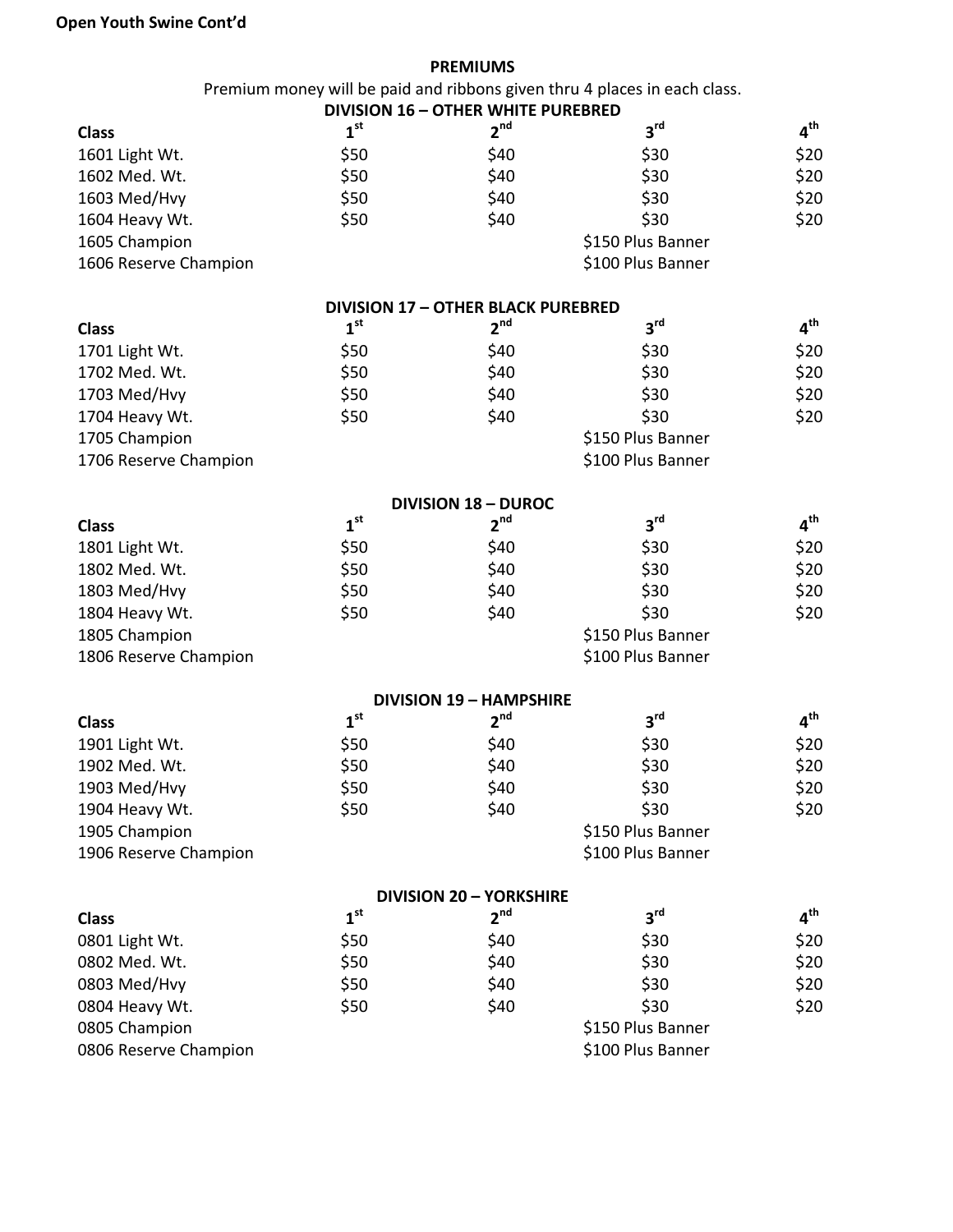**Open Youth Swine Cont'd**

## PREMIUMS

Premium money will be paid and ribbons given thru 4 places in each class.

### DIVISION 16 – OTHER WHITE PUREBRED

| Class | 1st | 2nd | 3rd | 4th |
|---|---|---|---|---|
| 1601 Light Wt. | $50 | $40 | $30 | $20 |
| 1602 Med. Wt. | $50 | $40 | $30 | $20 |
| 1603 Med/Hvy | $50 | $40 | $30 | $20 |
| 1604 Heavy Wt. | $50 | $40 | $30 | $20 |
| 1605 Champion | | | $150 Plus Banner | |
| 1606 Reserve Champion | | | $100 Plus Banner | |

### DIVISION 17 – OTHER BLACK PUREBRED

| Class | 1st | 2nd | 3rd | 4th |
|---|---|---|---|---|
| 1701 Light Wt. | $50 | $40 | $30 | $20 |
| 1702 Med. Wt. | $50 | $40 | $30 | $20 |
| 1703 Med/Hvy | $50 | $40 | $30 | $20 |
| 1704 Heavy Wt. | $50 | $40 | $30 | $20 |
| 1705 Champion | | | $150 Plus Banner | |
| 1706 Reserve Champion | | | $100 Plus Banner | |

### DIVISION 18 – DUROC

| Class | 1st | 2nd | 3rd | 4th |
|---|---|---|---|---|
| 1801 Light Wt. | $50 | $40 | $30 | $20 |
| 1802 Med. Wt. | $50 | $40 | $30 | $20 |
| 1803 Med/Hvy | $50 | $40 | $30 | $20 |
| 1804 Heavy Wt. | $50 | $40 | $30 | $20 |
| 1805 Champion | | | $150 Plus Banner | |
| 1806 Reserve Champion | | | $100 Plus Banner | |

### DIVISION 19 – HAMPSHIRE

| Class | 1st | 2nd | 3rd | 4th |
|---|---|---|---|---|
| 1901 Light Wt. | $50 | $40 | $30 | $20 |
| 1902 Med. Wt. | $50 | $40 | $30 | $20 |
| 1903 Med/Hvy | $50 | $40 | $30 | $20 |
| 1904 Heavy Wt. | $50 | $40 | $30 | $20 |
| 1905 Champion | | | $150 Plus Banner | |
| 1906 Reserve Champion | | | $100 Plus Banner | |

### DIVISION 20 – YORKSHIRE

| Class | 1st | 2nd | 3rd | 4th |
|---|---|---|---|---|
| 0801 Light Wt. | $50 | $40 | $30 | $20 |
| 0802 Med. Wt. | $50 | $40 | $30 | $20 |
| 0803 Med/Hvy | $50 | $40 | $30 | $20 |
| 0804 Heavy Wt. | $50 | $40 | $30 | $20 |
| 0805 Champion | | | $150 Plus Banner | |
| 0806 Reserve Champion | | | $100 Plus Banner | |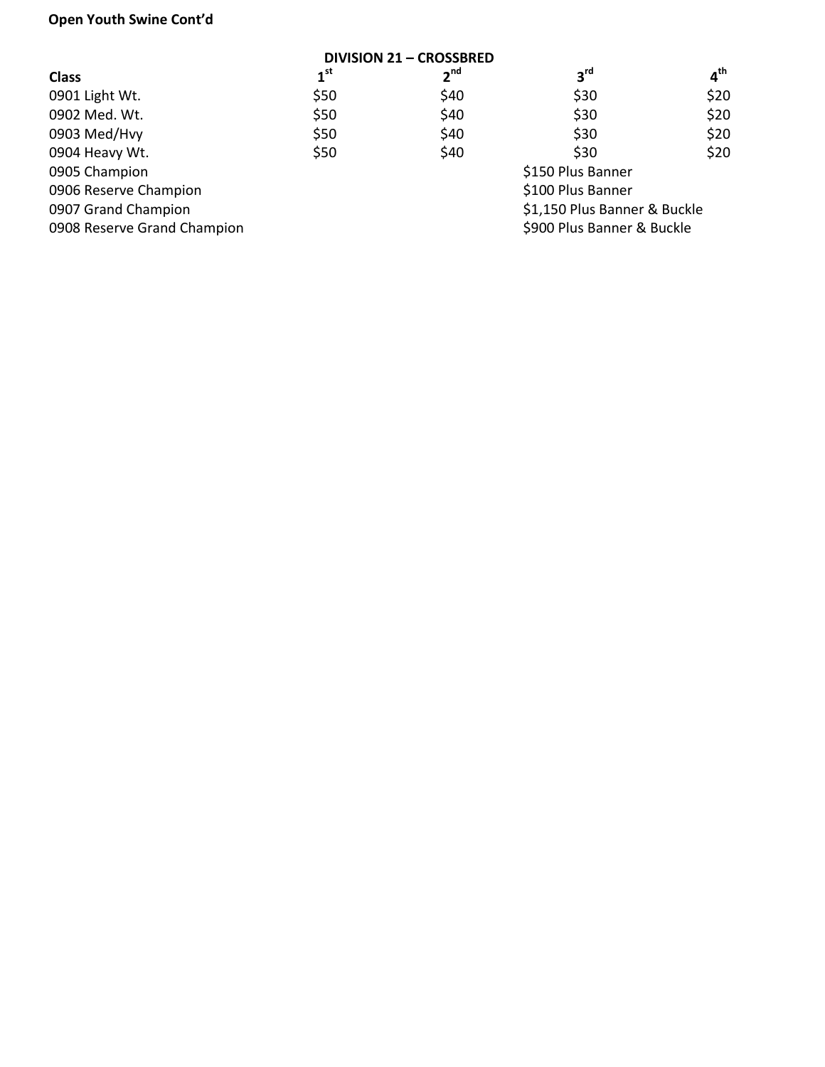**Open Youth Swine Cont'd**

### DIVISION 21 – CROSSBRED

| Class | 1st | 2nd | 3rd | 4th |
|---|---|---|---|---|
| 0901 Light Wt. | $50 | $40 | $30 | $20 |
| 0902 Med. Wt. | $50 | $40 | $30 | $20 |
| 0903 Med/Hvy | $50 | $40 | $30 | $20 |
| 0904 Heavy Wt. | $50 | $40 | $30 | $20 |
| 0905 Champion | | | $150 Plus Banner | |
| 0906 Reserve Champion | | | $100 Plus Banner | |
| 0907 Grand Champion | | | $1,150 Plus Banner & Buckle | |
| 0908 Reserve Grand Champion | | | $900 Plus Banner & Buckle | |